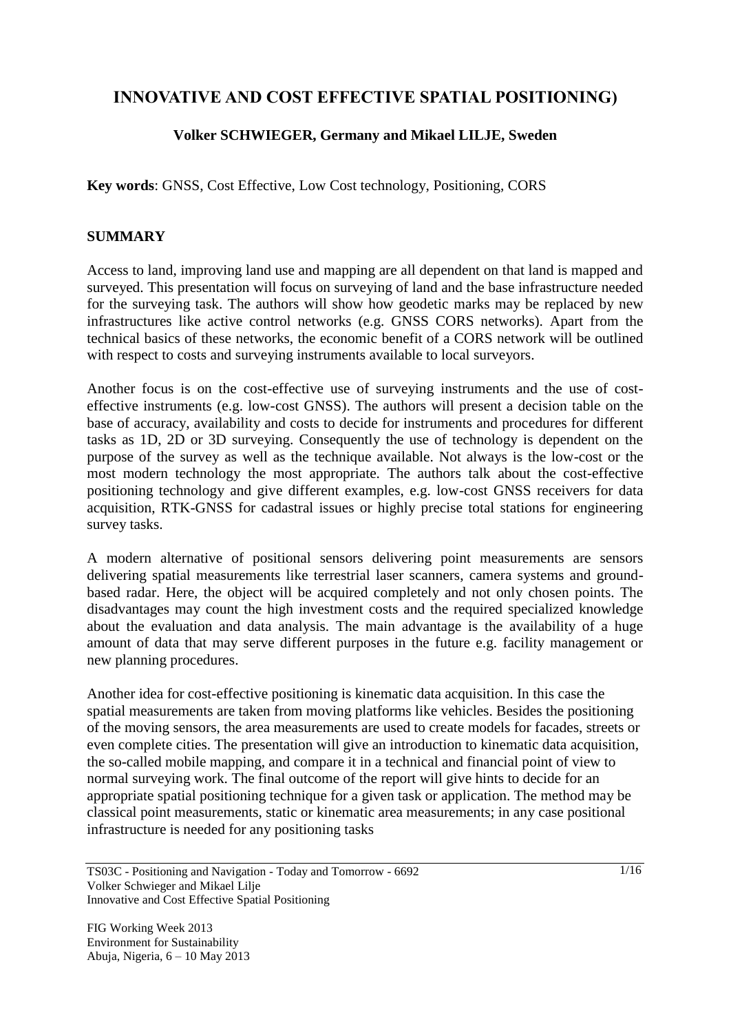# INNOVATIVE AND COST EFFECTIVE SPATIAL POSITIONING)

**Volker SCHWIEGER, Germany and Mikael LILJE, Sweden**

**Key words**: GNSS, Cost Effective, Low Cost technology, Positioning, CORS

## SUMMARY

Access to land, improving land use and mapping are all dependent on that land is mapped and surveyed. This presentation will focus on surveying of land and the base infrastructure needed for the surveying task. The authors will show how geodetic marks may be replaced by new infrastructures like active control networks (e.g. GNSS CORS networks). Apart from the technical basics of these networks, the economic benefit of a CORS network will be outlined with respect to costs and surveying instruments available to local surveyors.

Another focus is on the cost-effective use of surveying instruments and the use of cost-effective instruments (e.g. low-cost GNSS). The authors will present a decision table on the base of accuracy, availability and costs to decide for instruments and procedures for different tasks as 1D, 2D or 3D surveying. Consequently the use of technology is dependent on the purpose of the survey as well as the technique available. Not always is the low-cost or the most modern technology the most appropriate. The authors talk about the cost-effective positioning technology and give different examples, e.g. low-cost GNSS receivers for data acquisition, RTK-GNSS for cadastral issues or highly precise total stations for engineering survey tasks.

A modern alternative of positional sensors delivering point measurements are sensors delivering spatial measurements like terrestrial laser scanners, camera systems and ground-based radar. Here, the object will be acquired completely and not only chosen points. The disadvantages may count the high investment costs and the required specialized knowledge about the evaluation and data analysis. The main advantage is the availability of a huge amount of data that may serve different purposes in the future e.g. facility management or new planning procedures.

Another idea for cost-effective positioning is kinematic data acquisition. In this case the spatial measurements are taken from moving platforms like vehicles. Besides the positioning of the moving sensors, the area measurements are used to create models for facades, streets or even complete cities. The presentation will give an introduction to kinematic data acquisition, the so-called mobile mapping, and compare it in a technical and financial point of view to normal surveying work. The final outcome of the report will give hints to decide for an appropriate spatial positioning technique for a given task or application. The method may be classical point measurements, static or kinematic area measurements; in any case positional infrastructure is needed for any positioning tasks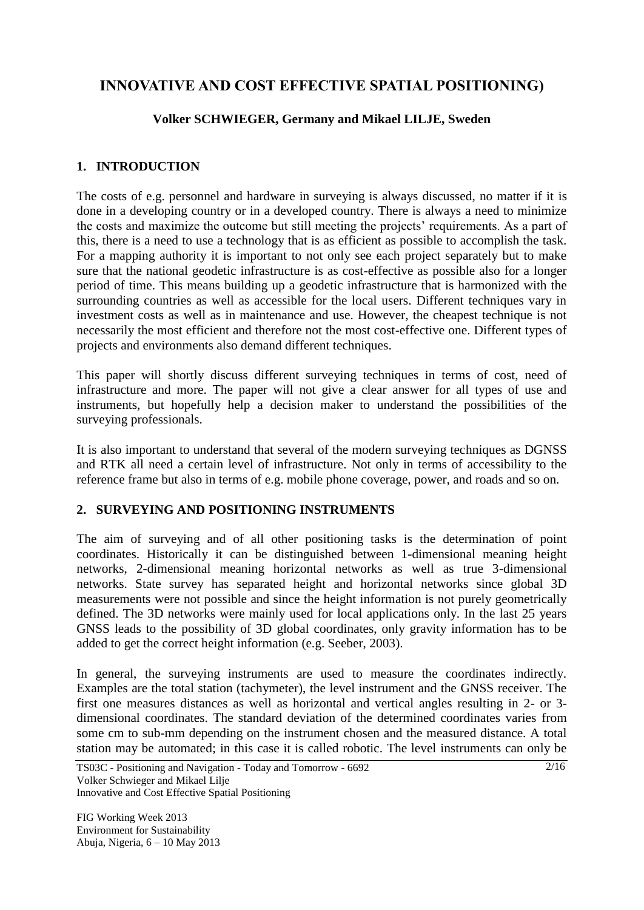# INNOVATIVE AND COST EFFECTIVE SPATIAL POSITIONING)

**Volker SCHWIEGER, Germany and Mikael LILJE, Sweden**

## 1. INTRODUCTION

The costs of e.g. personnel and hardware in surveying is always discussed, no matter if it is done in a developing country or in a developed country. There is always a need to minimize the costs and maximize the outcome but still meeting the projects' requirements. As a part of this, there is a need to use a technology that is as efficient as possible to accomplish the task. For a mapping authority it is important to not only see each project separately but to make sure that the national geodetic infrastructure is as cost-effective as possible also for a longer period of time. This means building up a geodetic infrastructure that is harmonized with the surrounding countries as well as accessible for the local users. Different techniques vary in investment costs as well as in maintenance and use. However, the cheapest technique is not necessarily the most efficient and therefore not the most cost-effective one. Different types of projects and environments also demand different techniques.

This paper will shortly discuss different surveying techniques in terms of cost, need of infrastructure and more. The paper will not give a clear answer for all types of use and instruments, but hopefully help a decision maker to understand the possibilities of the surveying professionals.

It is also important to understand that several of the modern surveying techniques as DGNSS and RTK all need a certain level of infrastructure. Not only in terms of accessibility to the reference frame but also in terms of e.g. mobile phone coverage, power, and roads and so on.

## 2. SURVEYING AND POSITIONING INSTRUMENTS

The aim of surveying and of all other positioning tasks is the determination of point coordinates. Historically it can be distinguished between 1-dimensional meaning height networks, 2-dimensional meaning horizontal networks as well as true 3-dimensional networks. State survey has separated height and horizontal networks since global 3D measurements were not possible and since the height information is not purely geometrically defined. The 3D networks were mainly used for local applications only. In the last 25 years GNSS leads to the possibility of 3D global coordinates, only gravity information has to be added to get the correct height information (e.g. Seeber, 2003).

In general, the surveying instruments are used to measure the coordinates indirectly. Examples are the total station (tachymeter), the level instrument and the GNSS receiver. The first one measures distances as well as horizontal and vertical angles resulting in 2- or 3-dimensional coordinates. The standard deviation of the determined coordinates varies from some cm to sub-mm depending on the instrument chosen and the measured distance. A total station may be automated; in this case it is called robotic. The level instruments can only be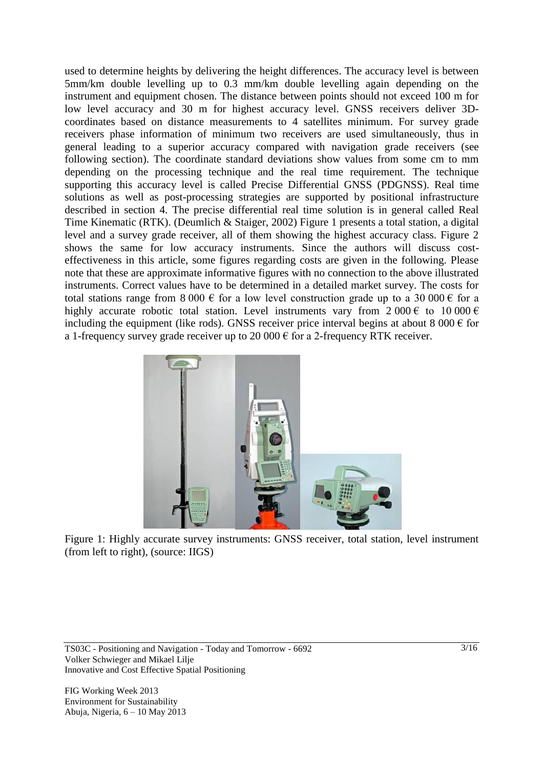used to determine heights by delivering the height differences. The accuracy level is between 5mm/km double levelling up to 0.3 mm/km double levelling again depending on the instrument and equipment chosen. The distance between points should not exceed 100 m for low level accuracy and 30 m for highest accuracy level. GNSS receivers deliver 3D-coordinates based on distance measurements to 4 satellites minimum. For survey grade receivers phase information of minimum two receivers are used simultaneously, thus in general leading to a superior accuracy compared with navigation grade receivers (see following section). The coordinate standard deviations show values from some cm to mm depending on the processing technique and the real time requirement. The technique supporting this accuracy level is called Precise Differential GNSS (PDGNSS). Real time solutions as well as post-processing strategies are supported by positional infrastructure described in section 4. The precise differential real time solution is in general called Real Time Kinematic (RTK). (Deumlich & Staiger, 2002) Figure 1 presents a total station, a digital level and a survey grade receiver, all of them showing the highest accuracy class. Figure 2 shows the same for low accuracy instruments. Since the authors will discuss cost-effectiveness in this article, some figures regarding costs are given in the following. Please note that these are approximate informative figures with no connection to the above illustrated instruments. Correct values have to be determined in a detailed market survey. The costs for total stations range from 8 000 € for a low level construction grade up to a 30 000 € for a highly accurate robotic total station. Level instruments vary from 2 000 € to 10 000 € including the equipment (like rods). GNSS receiver price interval begins at about 8 000 € for a 1-frequency survey grade receiver up to 20 000 € for a 2-frequency RTK receiver.

Figure 1: Highly accurate survey instruments: GNSS receiver, total station, level instrument (from left to right), (source: IIGS)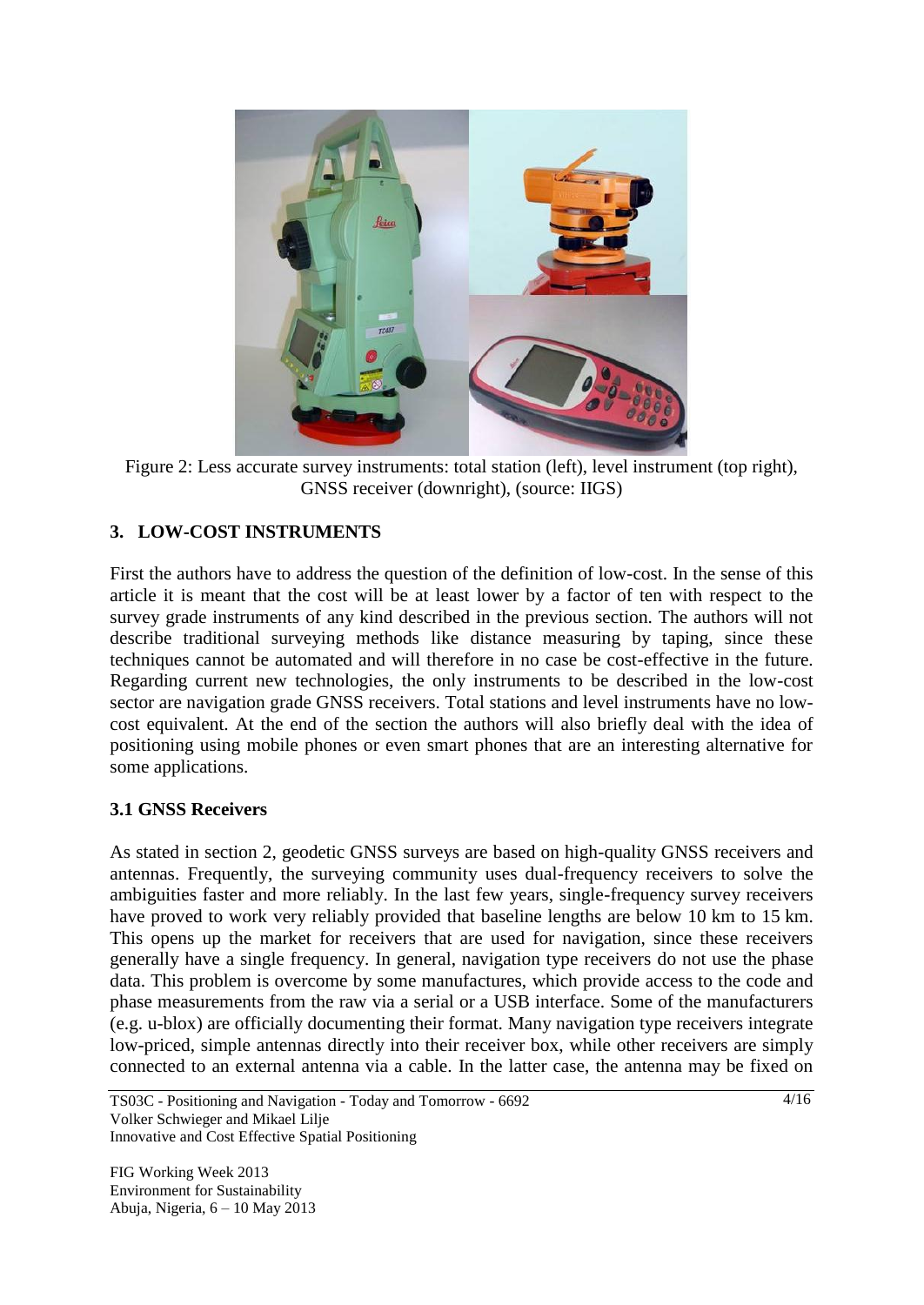Figure 2: Less accurate survey instruments: total station (left), level instrument (top right), GNSS receiver (downright), (source: IIGS)

## 3. LOW-COST INSTRUMENTS

First the authors have to address the question of the definition of low-cost. In the sense of this article it is meant that the cost will be at least lower by a factor of ten with respect to the survey grade instruments of any kind described in the previous section. The authors will not describe traditional surveying methods like distance measuring by taping, since these techniques cannot be automated and will therefore in no case be cost-effective in the future. Regarding current new technologies, the only instruments to be described in the low-cost sector are navigation grade GNSS receivers. Total stations and level instruments have no low-cost equivalent. At the end of the section the authors will also briefly deal with the idea of positioning using mobile phones or even smart phones that are an interesting alternative for some applications.

### 3.1 GNSS Receivers

As stated in section 2, geodetic GNSS surveys are based on high-quality GNSS receivers and antennas. Frequently, the surveying community uses dual-frequency receivers to solve the ambiguities faster and more reliably. In the last few years, single-frequency survey receivers have proved to work very reliably provided that baseline lengths are below 10 km to 15 km. This opens up the market for receivers that are used for navigation, since these receivers generally have a single frequency. In general, navigation type receivers do not use the phase data. This problem is overcome by some manufactures, which provide access to the code and phase measurements from the raw via a serial or a USB interface. Some of the manufacturers (e.g. u-blox) are officially documenting their format. Many navigation type receivers integrate low-priced, simple antennas directly into their receiver box, while other receivers are simply connected to an external antenna via a cable. In the latter case, the antenna may be fixed on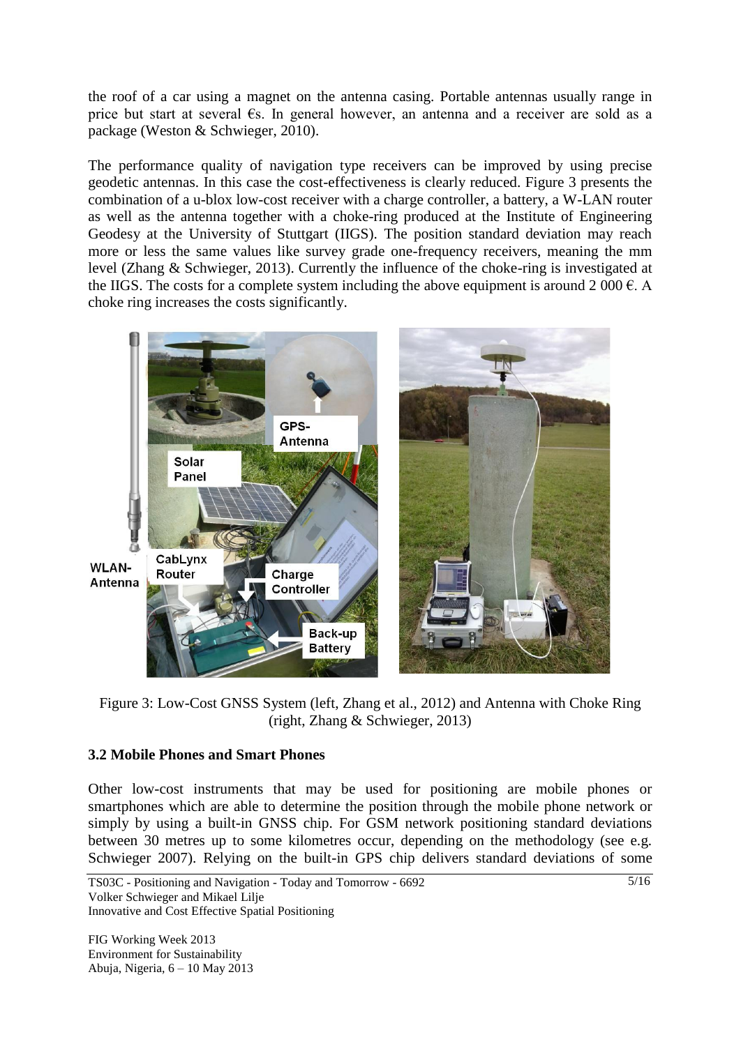the roof of a car using a magnet on the antenna casing. Portable antennas usually range in price but start at several €s. In general however, an antenna and a receiver are sold as a package (Weston & Schwieger, 2010).

The performance quality of navigation type receivers can be improved by using precise geodetic antennas. In this case the cost-effectiveness is clearly reduced. Figure 3 presents the combination of a u-blox low-cost receiver with a charge controller, a battery, a W-LAN router as well as the antenna together with a choke-ring produced at the Institute of Engineering Geodesy at the University of Stuttgart (IIGS). The position standard deviation may reach more or less the same values like survey grade one-frequency receivers, meaning the mm level (Zhang & Schwieger, 2013). Currently the influence of the choke-ring is investigated at the IIGS. The costs for a complete system including the above equipment is around 2 000 €. A choke ring increases the costs significantly.

Figure 3: Low-Cost GNSS System (left, Zhang et al., 2012) and Antenna with Choke Ring (right, Zhang & Schwieger, 2013)

### 3.2 Mobile Phones and Smart Phones

Other low-cost instruments that may be used for positioning are mobile phones or smartphones which are able to determine the position through the mobile phone network or simply by using a built-in GNSS chip. For GSM network positioning standard deviations between 30 metres up to some kilometres occur, depending on the methodology (see e.g. Schwieger 2007). Relying on the built-in GPS chip delivers standard deviations of some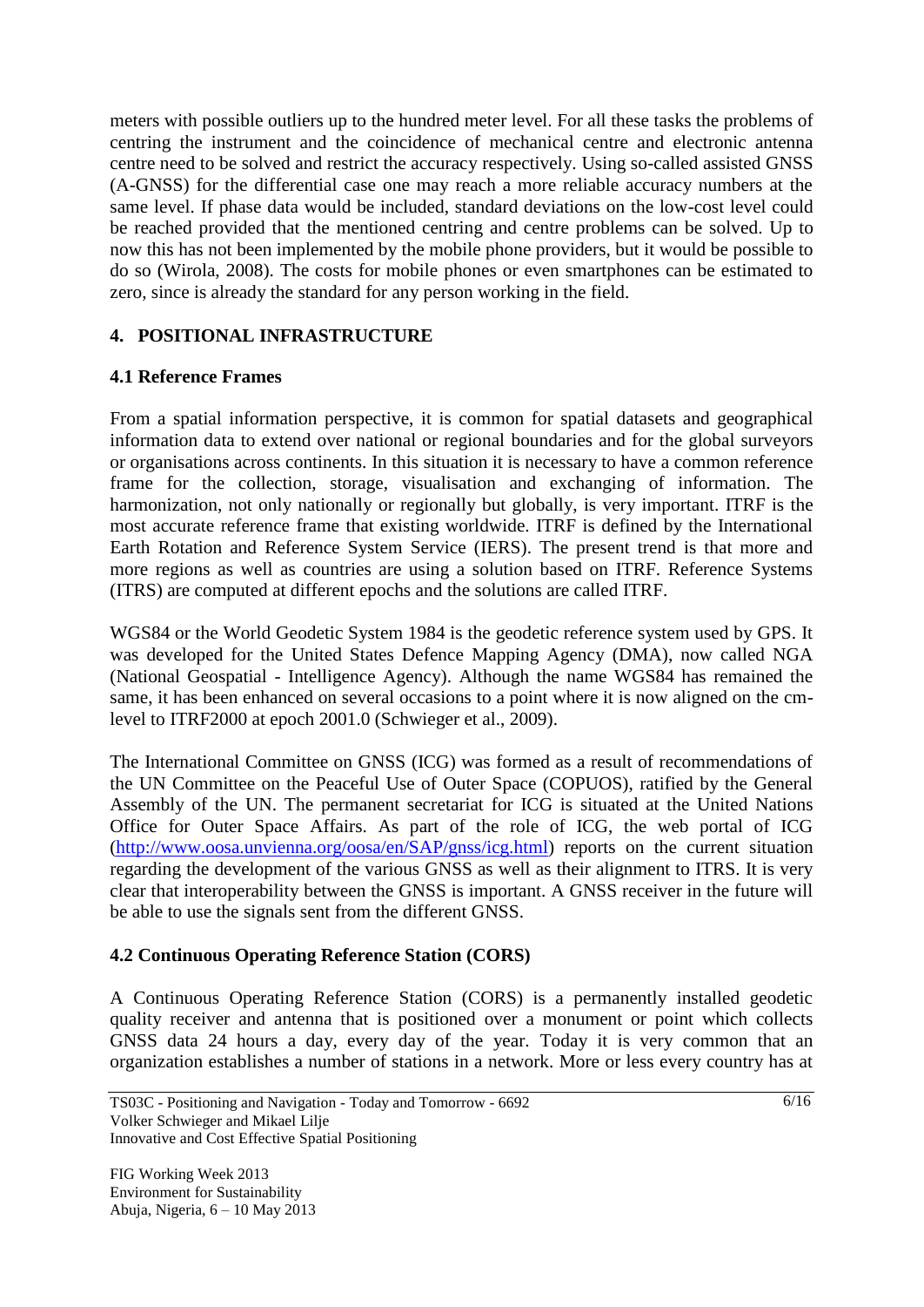meters with possible outliers up to the hundred meter level. For all these tasks the problems of centring the instrument and the coincidence of mechanical centre and electronic antenna centre need to be solved and restrict the accuracy respectively. Using so-called assisted GNSS (A-GNSS) for the differential case one may reach a more reliable accuracy numbers at the same level. If phase data would be included, standard deviations on the low-cost level could be reached provided that the mentioned centring and centre problems can be solved. Up to now this has not been implemented by the mobile phone providers, but it would be possible to do so (Wirola, 2008). The costs for mobile phones or even smartphones can be estimated to zero, since is already the standard for any person working in the field.

## 4. POSITIONAL INFRASTRUCTURE

### 4.1 Reference Frames

From a spatial information perspective, it is common for spatial datasets and geographical information data to extend over national or regional boundaries and for the global surveyors or organisations across continents. In this situation it is necessary to have a common reference frame for the collection, storage, visualisation and exchanging of information. The harmonization, not only nationally or regionally but globally, is very important. ITRF is the most accurate reference frame that existing worldwide. ITRF is defined by the International Earth Rotation and Reference System Service (IERS). The present trend is that more and more regions as well as countries are using a solution based on ITRF. Reference Systems (ITRS) are computed at different epochs and the solutions are called ITRF.

WGS84 or the World Geodetic System 1984 is the geodetic reference system used by GPS. It was developed for the United States Defence Mapping Agency (DMA), now called NGA (National Geospatial - Intelligence Agency). Although the name WGS84 has remained the same, it has been enhanced on several occasions to a point where it is now aligned on the cm-level to ITRF2000 at epoch 2001.0 (Schwieger et al., 2009).

The International Committee on GNSS (ICG) was formed as a result of recommendations of the UN Committee on the Peaceful Use of Outer Space (COPUOS), ratified by the General Assembly of the UN. The permanent secretariat for ICG is situated at the United Nations Office for Outer Space Affairs. As part of the role of ICG, the web portal of ICG (http://www.oosa.unvienna.org/oosa/en/SAP/gnss/icg.html) reports on the current situation regarding the development of the various GNSS as well as their alignment to ITRS. It is very clear that interoperability between the GNSS is important. A GNSS receiver in the future will be able to use the signals sent from the different GNSS.

### 4.2 Continuous Operating Reference Station (CORS)

A Continuous Operating Reference Station (CORS) is a permanently installed geodetic quality receiver and antenna that is positioned over a monument or point which collects GNSS data 24 hours a day, every day of the year. Today it is very common that an organization establishes a number of stations in a network. More or less every country has at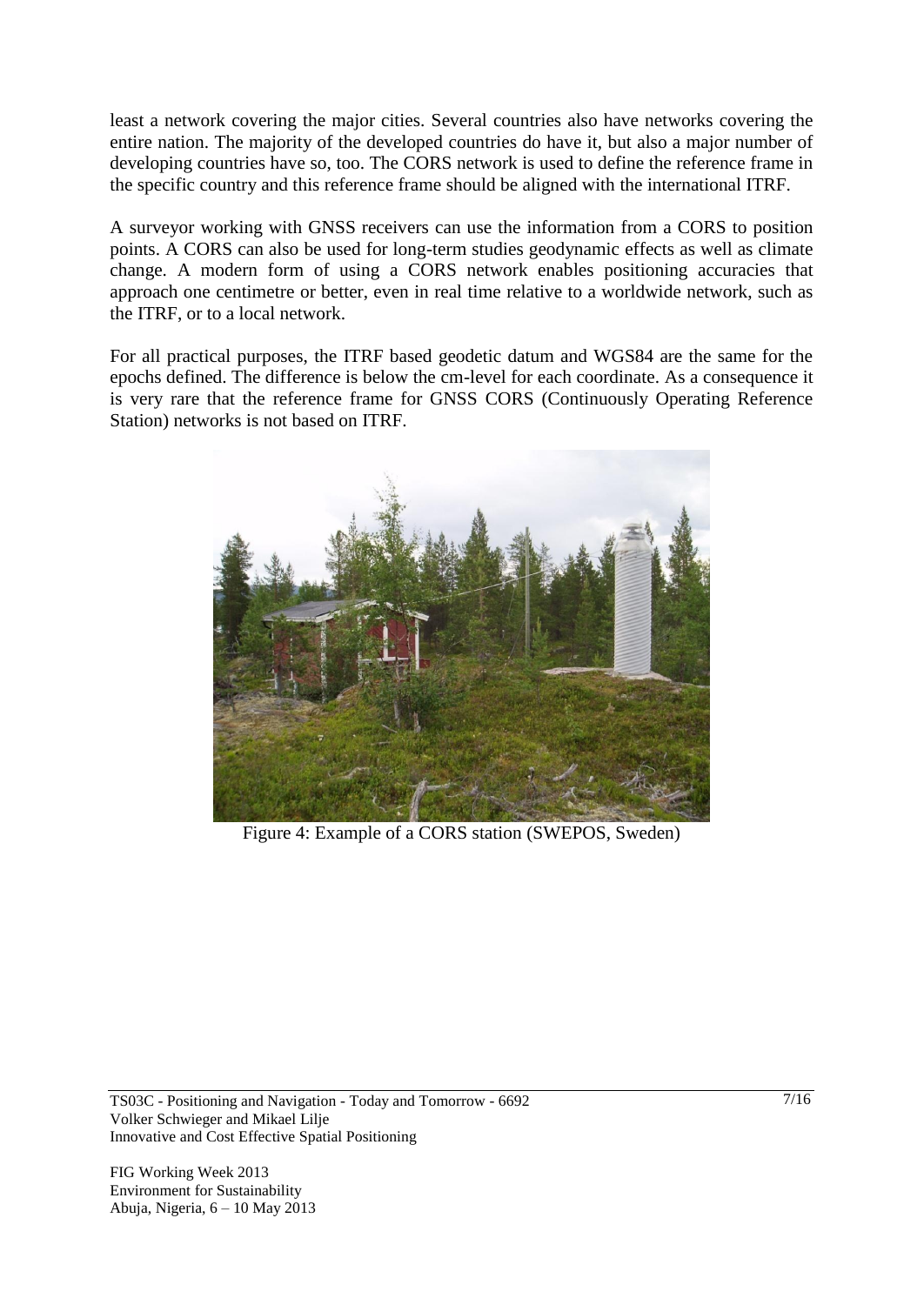least a network covering the major cities. Several countries also have networks covering the entire nation. The majority of the developed countries do have it, but also a major number of developing countries have so, too. The CORS network is used to define the reference frame in the specific country and this reference frame should be aligned with the international ITRF.

A surveyor working with GNSS receivers can use the information from a CORS to position points. A CORS can also be used for long-term studies geodynamic effects as well as climate change. A modern form of using a CORS network enables positioning accuracies that approach one centimetre or better, even in real time relative to a worldwide network, such as the ITRF, or to a local network.

For all practical purposes, the ITRF based geodetic datum and WGS84 are the same for the epochs defined. The difference is below the cm-level for each coordinate. As a consequence it is very rare that the reference frame for GNSS CORS (Continuously Operating Reference Station) networks is not based on ITRF.

Figure 4: Example of a CORS station (SWEPOS, Sweden)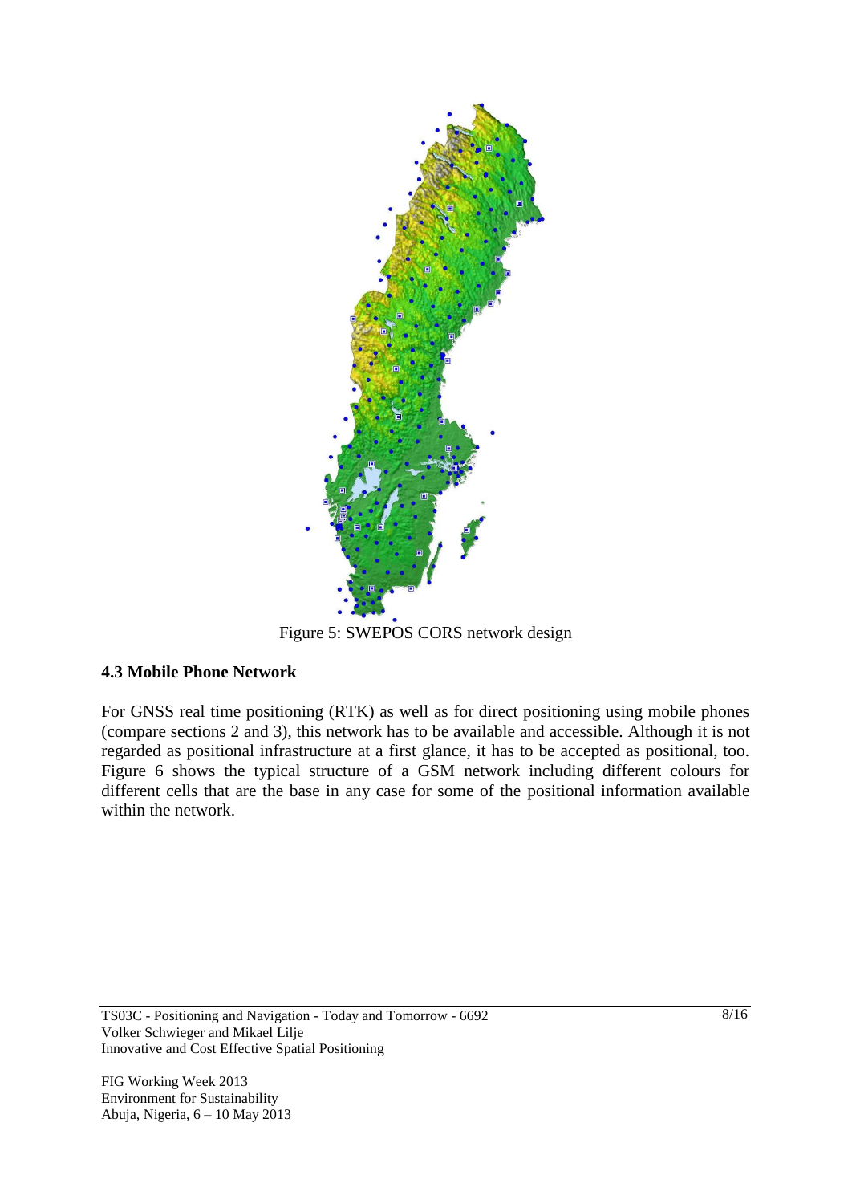Figure 5: SWEPOS CORS network design

### 4.3 Mobile Phone Network

For GNSS real time positioning (RTK) as well as for direct positioning using mobile phones (compare sections 2 and 3), this network has to be available and accessible. Although it is not regarded as positional infrastructure at a first glance, it has to be accepted as positional, too. Figure 6 shows the typical structure of a GSM network including different colours for different cells that are the base in any case for some of the positional information available within the network.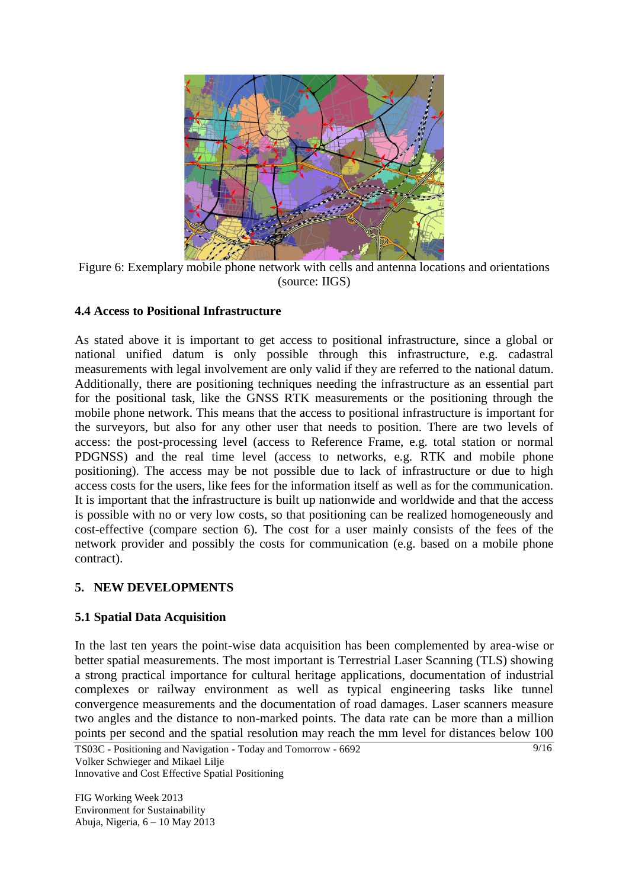Figure 6: Exemplary mobile phone network with cells and antenna locations and orientations (source: IIGS)

### 4.4 Access to Positional Infrastructure

As stated above it is important to get access to positional infrastructure, since a global or national unified datum is only possible through this infrastructure, e.g. cadastral measurements with legal involvement are only valid if they are referred to the national datum. Additionally, there are positioning techniques needing the infrastructure as an essential part for the positional task, like the GNSS RTK measurements or the positioning through the mobile phone network. This means that the access to positional infrastructure is important for the surveyors, but also for any other user that needs to position. There are two levels of access: the post-processing level (access to Reference Frame, e.g. total station or normal PDGNSS) and the real time level (access to networks, e.g. RTK and mobile phone positioning). The access may be not possible due to lack of infrastructure or due to high access costs for the users, like fees for the information itself as well as for the communication. It is important that the infrastructure is built up nationwide and worldwide and that the access is possible with no or very low costs, so that positioning can be realized homogeneously and cost-effective (compare section 6). The cost for a user mainly consists of the fees of the network provider and possibly the costs for communication (e.g. based on a mobile phone contract).

## 5. NEW DEVELOPMENTS

### 5.1 Spatial Data Acquisition

In the last ten years the point-wise data acquisition has been complemented by area-wise or better spatial measurements. The most important is Terrestrial Laser Scanning (TLS) showing a strong practical importance for cultural heritage applications, documentation of industrial complexes or railway environment as well as typical engineering tasks like tunnel convergence measurements and the documentation of road damages. Laser scanners measure two angles and the distance to non-marked points. The data rate can be more than a million points per second and the spatial resolution may reach the mm level for distances below 100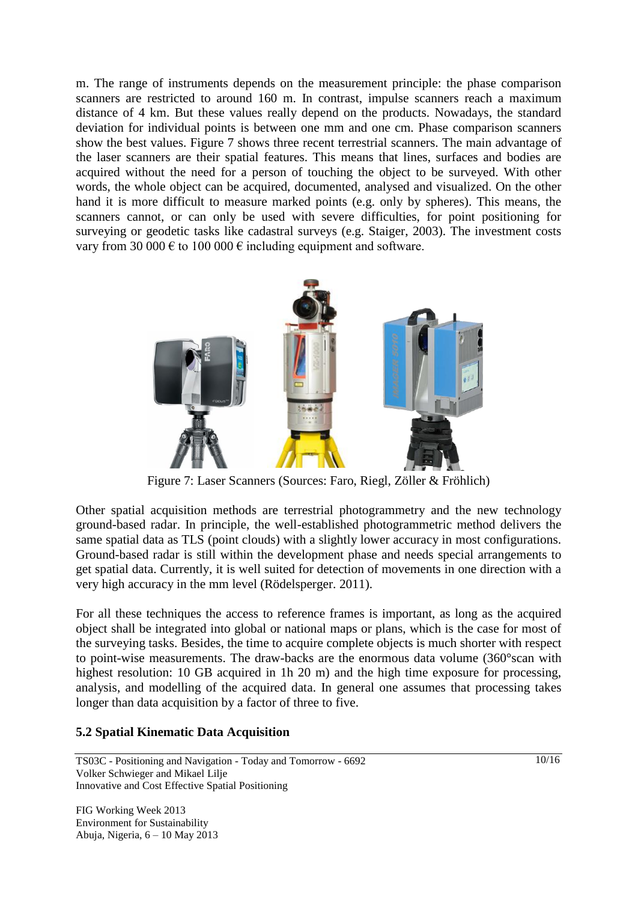m. The range of instruments depends on the measurement principle: the phase comparison scanners are restricted to around 160 m. In contrast, impulse scanners reach a maximum distance of 4 km. But these values really depend on the products. Nowadays, the standard deviation for individual points is between one mm and one cm. Phase comparison scanners show the best values. Figure 7 shows three recent terrestrial scanners. The main advantage of the laser scanners are their spatial features. This means that lines, surfaces and bodies are acquired without the need for a person of touching the object to be surveyed. With other words, the whole object can be acquired, documented, analysed and visualized. On the other hand it is more difficult to measure marked points (e.g. only by spheres). This means, the scanners cannot, or can only be used with severe difficulties, for point positioning for surveying or geodetic tasks like cadastral surveys (e.g. Staiger, 2003). The investment costs vary from 30 000 € to 100 000 € including equipment and software.

Figure 7: Laser Scanners (Sources: Faro, Riegl, Zöller & Fröhlich)

Other spatial acquisition methods are terrestrial photogrammetry and the new technology ground-based radar. In principle, the well-established photogrammetric method delivers the same spatial data as TLS (point clouds) with a slightly lower accuracy in most configurations. Ground-based radar is still within the development phase and needs special arrangements to get spatial data. Currently, it is well suited for detection of movements in one direction with a very high accuracy in the mm level (Rödelsperger. 2011).

For all these techniques the access to reference frames is important, as long as the acquired object shall be integrated into global or national maps or plans, which is the case for most of the surveying tasks. Besides, the time to acquire complete objects is much shorter with respect to point-wise measurements. The draw-backs are the enormous data volume (360°scan with highest resolution: 10 GB acquired in 1h 20 m) and the high time exposure for processing, analysis, and modelling of the acquired data. In general one assumes that processing takes longer than data acquisition by a factor of three to five.

### 5.2 Spatial Kinematic Data Acquisition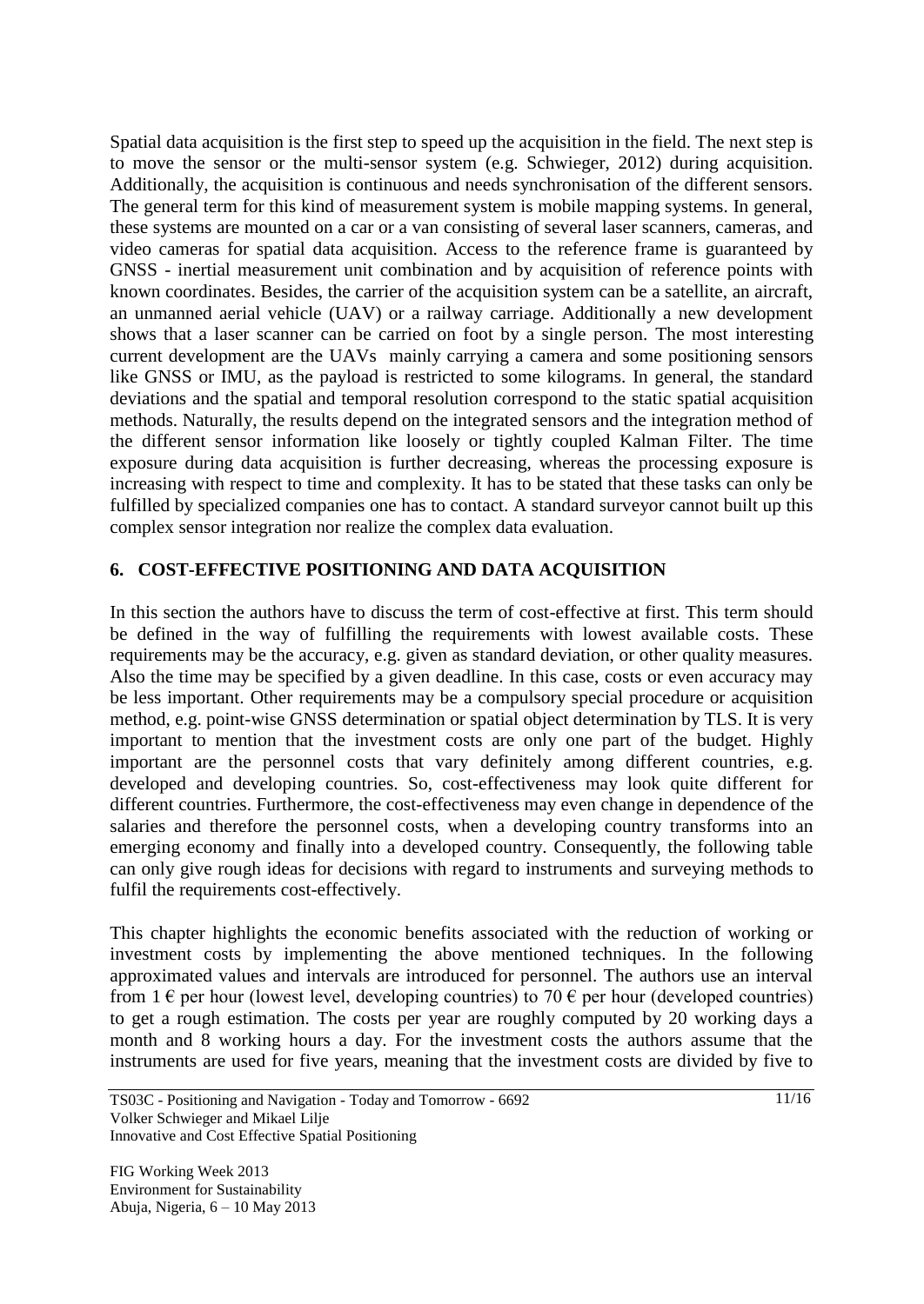Spatial data acquisition is the first step to speed up the acquisition in the field. The next step is to move the sensor or the multi-sensor system (e.g. Schwieger, 2012) during acquisition. Additionally, the acquisition is continuous and needs synchronisation of the different sensors. The general term for this kind of measurement system is mobile mapping systems. In general, these systems are mounted on a car or a van consisting of several laser scanners, cameras, and video cameras for spatial data acquisition. Access to the reference frame is guaranteed by GNSS - inertial measurement unit combination and by acquisition of reference points with known coordinates. Besides, the carrier of the acquisition system can be a satellite, an aircraft, an unmanned aerial vehicle (UAV) or a railway carriage. Additionally a new development shows that a laser scanner can be carried on foot by a single person. The most interesting current development are the UAVs mainly carrying a camera and some positioning sensors like GNSS or IMU, as the payload is restricted to some kilograms. In general, the standard deviations and the spatial and temporal resolution correspond to the static spatial acquisition methods. Naturally, the results depend on the integrated sensors and the integration method of the different sensor information like loosely or tightly coupled Kalman Filter. The time exposure during data acquisition is further decreasing, whereas the processing exposure is increasing with respect to time and complexity. It has to be stated that these tasks can only be fulfilled by specialized companies one has to contact. A standard surveyor cannot built up this complex sensor integration nor realize the complex data evaluation.

## 6. COST-EFFECTIVE POSITIONING AND DATA ACQUISITION

In this section the authors have to discuss the term of cost-effective at first. This term should be defined in the way of fulfilling the requirements with lowest available costs. These requirements may be the accuracy, e.g. given as standard deviation, or other quality measures. Also the time may be specified by a given deadline. In this case, costs or even accuracy may be less important. Other requirements may be a compulsory special procedure or acquisition method, e.g. point-wise GNSS determination or spatial object determination by TLS. It is very important to mention that the investment costs are only one part of the budget. Highly important are the personnel costs that vary definitely among different countries, e.g. developed and developing countries. So, cost-effectiveness may look quite different for different countries. Furthermore, the cost-effectiveness may even change in dependence of the salaries and therefore the personnel costs, when a developing country transforms into an emerging economy and finally into a developed country. Consequently, the following table can only give rough ideas for decisions with regard to instruments and surveying methods to fulfil the requirements cost-effectively.

This chapter highlights the economic benefits associated with the reduction of working or investment costs by implementing the above mentioned techniques. In the following approximated values and intervals are introduced for personnel. The authors use an interval from 1 € per hour (lowest level, developing countries) to 70 € per hour (developed countries) to get a rough estimation. The costs per year are roughly computed by 20 working days a month and 8 working hours a day. For the investment costs the authors assume that the instruments are used for five years, meaning that the investment costs are divided by five to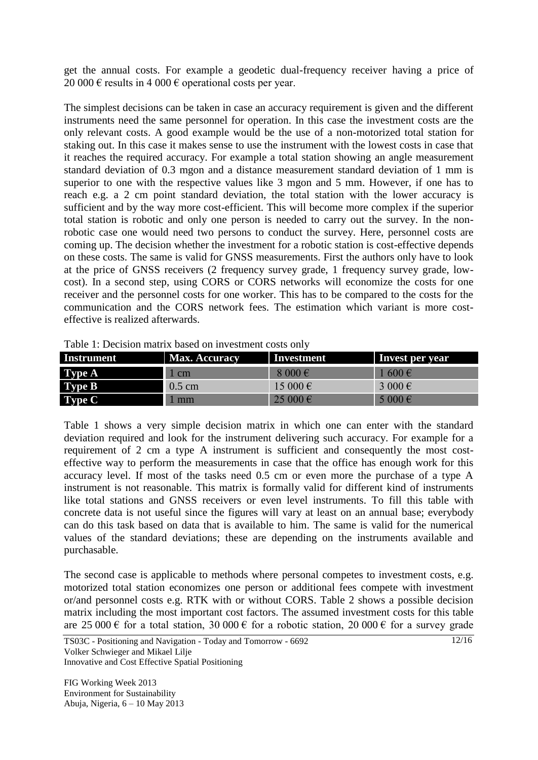get the annual costs. For example a geodetic dual-frequency receiver having a price of 20 000 € results in 4 000 € operational costs per year.

The simplest decisions can be taken in case an accuracy requirement is given and the different instruments need the same personnel for operation. In this case the investment costs are the only relevant costs. A good example would be the use of a non-motorized total station for staking out. In this case it makes sense to use the instrument with the lowest costs in case that it reaches the required accuracy. For example a total station showing an angle measurement standard deviation of 0.3 mgon and a distance measurement standard deviation of 1 mm is superior to one with the respective values like 3 mgon and 5 mm. However, if one has to reach e.g. a 2 cm point standard deviation, the total station with the lower accuracy is sufficient and by the way more cost-efficient. This will become more complex if the superior total station is robotic and only one person is needed to carry out the survey. In the non-robotic case one would need two persons to conduct the survey. Here, personnel costs are coming up. The decision whether the investment for a robotic station is cost-effective depends on these costs. The same is valid for GNSS measurements. First the authors only have to look at the price of GNSS receivers (2 frequency survey grade, 1 frequency survey grade, low-cost). In a second step, using CORS or CORS networks will economize the costs for one receiver and the personnel costs for one worker. This has to be compared to the costs for the communication and the CORS network fees. The estimation which variant is more cost-effective is realized afterwards.

Table 1: Decision matrix based on investment costs only

| Instrument | Max. Accuracy | Investment | Invest per year |
| --- | --- | --- | --- |
| Type A | 1 cm | 8 000 € | 1 600 € |
| Type B | 0.5 cm | 15 000 € | 3 000 € |
| Type C | 1 mm | 25 000 € | 5 000 € |

Table 1 shows a very simple decision matrix in which one can enter with the standard deviation required and look for the instrument delivering such accuracy. For example for a requirement of 2 cm a type A instrument is sufficient and consequently the most cost-effective way to perform the measurements in case that the office has enough work for this accuracy level. If most of the tasks need 0.5 cm or even more the purchase of a type A instrument is not reasonable. This matrix is formally valid for different kind of instruments like total stations and GNSS receivers or even level instruments. To fill this table with concrete data is not useful since the figures will vary at least on an annual base; everybody can do this task based on data that is available to him. The same is valid for the numerical values of the standard deviations; these are depending on the instruments available and purchasable.

The second case is applicable to methods where personal competes to investment costs, e.g. motorized total station economizes one person or additional fees compete with investment or/and personnel costs e.g. RTK with or without CORS. Table 2 shows a possible decision matrix including the most important cost factors. The assumed investment costs for this table are 25 000 € for a total station, 30 000 € for a robotic station, 20 000 € for a survey grade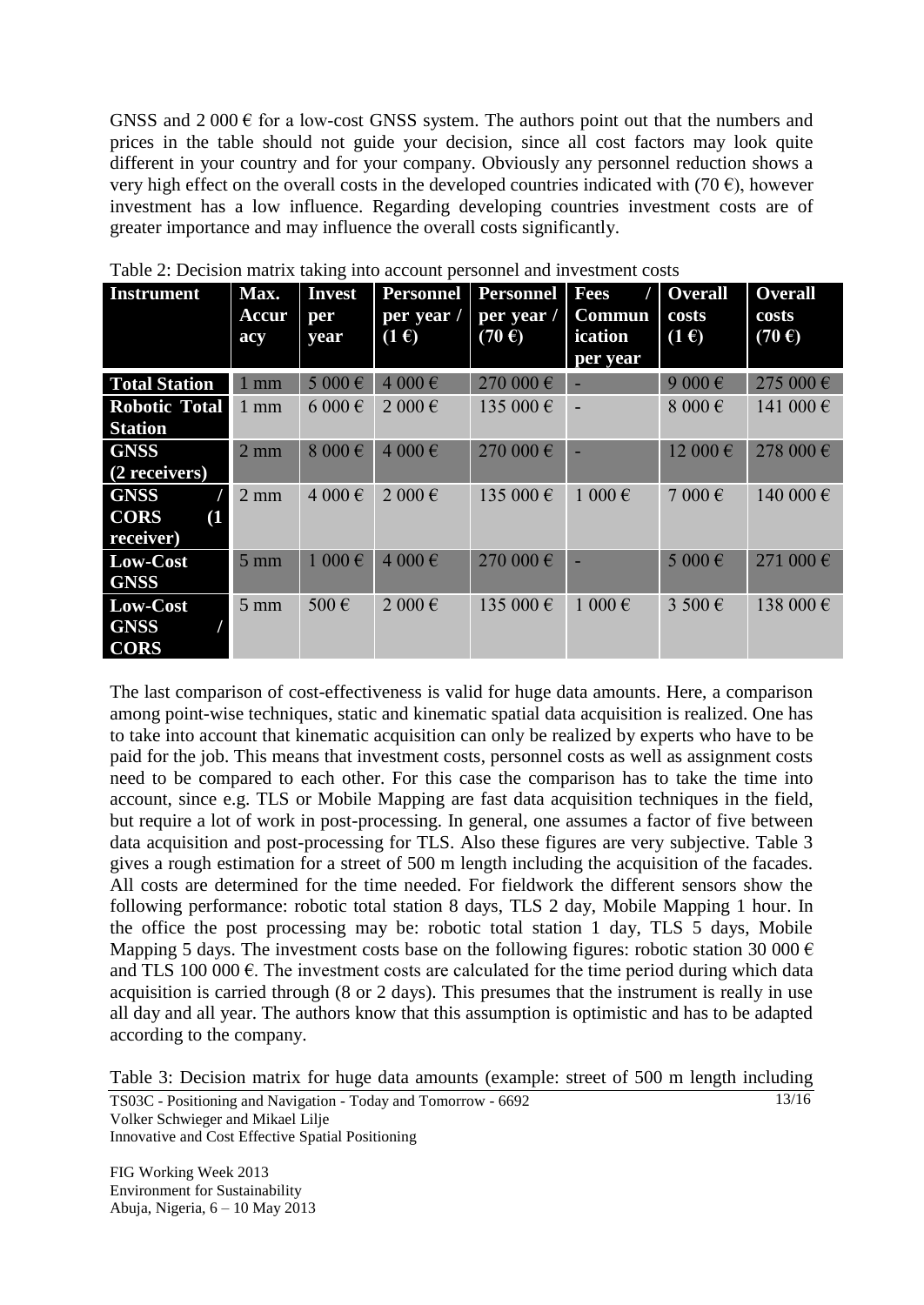GNSS and 2 000 € for a low-cost GNSS system. The authors point out that the numbers and prices in the table should not guide your decision, since all cost factors may look quite different in your country and for your company. Obviously any personnel reduction shows a very high effect on the overall costs in the developed countries indicated with (70 €), however investment has a low influence. Regarding developing countries investment costs are of greater importance and may influence the overall costs significantly.

Table 2: Decision matrix taking into account personnel and investment costs

| Instrument | Max. Accuracy | Invest per year | Personnel per year / (1 €) | Personnel per year / (70 €) | Fees / Communication per year | Overall costs (1 €) | Overall costs (70 €) |
|---|---|---|---|---|---|---|---|
| Total Station | 1 mm | 5 000 € | 4 000 € | 270 000 € | - | 9 000 € | 275 000 € |
| Robotic Total Station | 1 mm | 6 000 € | 2 000 € | 135 000 € | - | 8 000 € | 141 000 € |
| GNSS (2 receivers) | 2 mm | 8 000 € | 4 000 € | 270 000 € | - | 12 000 € | 278 000 € |
| GNSS / CORS (1 receiver) | 2 mm | 4 000 € | 2 000 € | 135 000 € | 1 000 € | 7 000 € | 140 000 € |
| Low-Cost GNSS | 5 mm | 1 000 € | 4 000 € | 270 000 € | - | 5 000 € | 271 000 € |
| Low-Cost GNSS / CORS | 5 mm | 500 € | 2 000 € | 135 000 € | 1 000 € | 3 500 € | 138 000 € |

The last comparison of cost-effectiveness is valid for huge data amounts. Here, a comparison among point-wise techniques, static and kinematic spatial data acquisition is realized. One has to take into account that kinematic acquisition can only be realized by experts who have to be paid for the job. This means that investment costs, personnel costs as well as assignment costs need to be compared to each other. For this case the comparison has to take the time into account, since e.g. TLS or Mobile Mapping are fast data acquisition techniques in the field, but require a lot of work in post-processing. In general, one assumes a factor of five between data acquisition and post-processing for TLS. Also these figures are very subjective. Table 3 gives a rough estimation for a street of 500 m length including the acquisition of the facades. All costs are determined for the time needed. For fieldwork the different sensors show the following performance: robotic total station 8 days, TLS 2 day, Mobile Mapping 1 hour. In the office the post processing may be: robotic total station 1 day, TLS 5 days, Mobile Mapping 5 days. The investment costs base on the following figures: robotic station 30 000 € and TLS 100 000 €. The investment costs are calculated for the time period during which data acquisition is carried through (8 or 2 days). This presumes that the instrument is really in use all day and all year. The authors know that this assumption is optimistic and has to be adapted according to the company.

Table 3: Decision matrix for huge data amounts (example: street of 500 m length including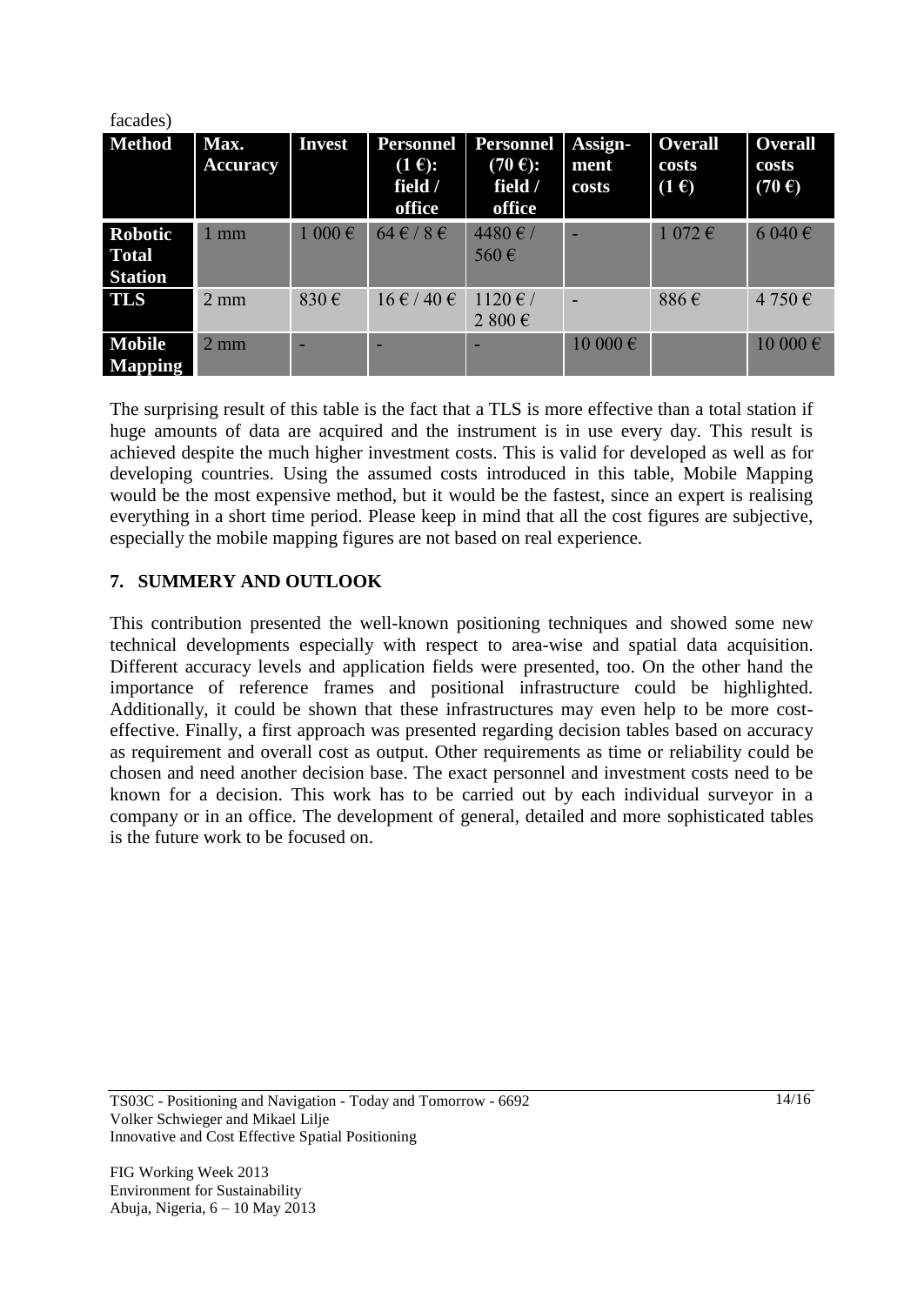facades)

| Method | Max. Accuracy | Invest | Personnel (1 €): field / office | Personnel (70 €): field / office | Assign-ment costs | Overall costs (1 €) | Overall costs (70 €) |
|---|---|---|---|---|---|---|---|
| **Robotic Total Station** | 1 mm | 1 000 € | 64 € / 8 € | 4480 € / 560 € | - | 1 072 € | 6 040 € |
| **TLS** | 2 mm | 830 € | 16 € / 40 € | 1120 € / 2 800 € | - | 886 € | 4 750 € |
| **Mobile Mapping** | 2 mm | - | - | - | 10 000 € | | 10 000 € |

The surprising result of this table is the fact that a TLS is more effective than a total station if huge amounts of data are acquired and the instrument is in use every day. This result is achieved despite the much higher investment costs. This is valid for developed as well as for developing countries. Using the assumed costs introduced in this table, Mobile Mapping would be the most expensive method, but it would be the fastest, since an expert is realising everything in a short time period. Please keep in mind that all the cost figures are subjective, especially the mobile mapping figures are not based on real experience.

## 7. SUMMERY AND OUTLOOK

This contribution presented the well-known positioning techniques and showed some new technical developments especially with respect to area-wise and spatial data acquisition. Different accuracy levels and application fields were presented, too. On the other hand the importance of reference frames and positional infrastructure could be highlighted. Additionally, it could be shown that these infrastructures may even help to be more cost-effective. Finally, a first approach was presented regarding decision tables based on accuracy as requirement and overall cost as output. Other requirements as time or reliability could be chosen and need another decision base. The exact personnel and investment costs need to be known for a decision. This work has to be carried out by each individual surveyor in a company or in an office. The development of general, detailed and more sophisticated tables is the future work to be focused on.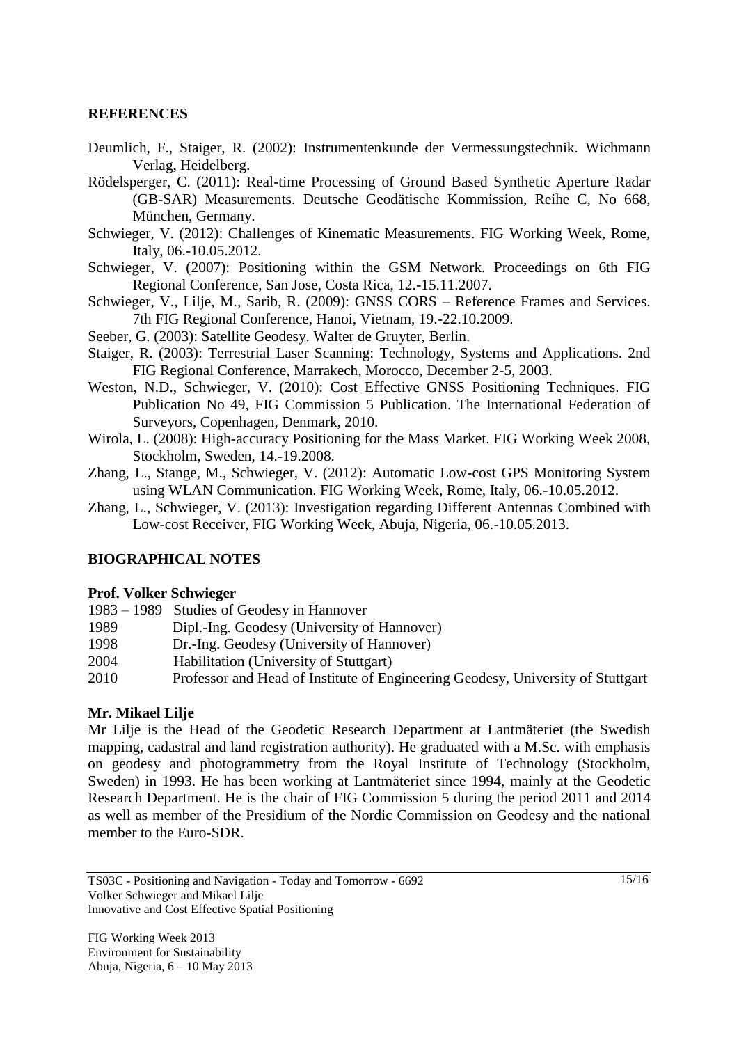## REFERENCES

Deumlich, F., Staiger, R. (2002): Instrumentenkunde der Vermessungstechnik. Wichmann Verlag, Heidelberg.

Rödelsperger, C. (2011): Real-time Processing of Ground Based Synthetic Aperture Radar (GB-SAR) Measurements. Deutsche Geodätische Kommission, Reihe C, No 668, München, Germany.

Schwieger, V. (2012): Challenges of Kinematic Measurements. FIG Working Week, Rome, Italy, 06.-10.05.2012.

Schwieger, V. (2007): Positioning within the GSM Network. Proceedings on 6th FIG Regional Conference, San Jose, Costa Rica, 12.-15.11.2007.

Schwieger, V., Lilje, M., Sarib, R. (2009): GNSS CORS – Reference Frames and Services. 7th FIG Regional Conference, Hanoi, Vietnam, 19.-22.10.2009.

Seeber, G. (2003): Satellite Geodesy. Walter de Gruyter, Berlin.

Staiger, R. (2003): Terrestrial Laser Scanning: Technology, Systems and Applications. 2nd FIG Regional Conference, Marrakech, Morocco, December 2-5, 2003.

Weston, N.D., Schwieger, V. (2010): Cost Effective GNSS Positioning Techniques. FIG Publication No 49, FIG Commission 5 Publication. The International Federation of Surveyors, Copenhagen, Denmark, 2010.

Wirola, L. (2008): High-accuracy Positioning for the Mass Market. FIG Working Week 2008, Stockholm, Sweden, 14.-19.2008.

Zhang, L., Stange, M., Schwieger, V. (2012): Automatic Low-cost GPS Monitoring System using WLAN Communication. FIG Working Week, Rome, Italy, 06.-10.05.2012.

Zhang, L., Schwieger, V. (2013): Investigation regarding Different Antennas Combined with Low-cost Receiver, FIG Working Week, Abuja, Nigeria, 06.-10.05.2013.

## BIOGRAPHICAL NOTES

**Prof. Volker Schwieger**

1983 – 1989 Studies of Geodesy in Hannover
1989 Dipl.-Ing. Geodesy (University of Hannover)
1998 Dr.-Ing. Geodesy (University of Hannover)
2004 Habilitation (University of Stuttgart)
2010 Professor and Head of Institute of Engineering Geodesy, University of Stuttgart

**Mr. Mikael Lilje**

Mr Lilje is the Head of the Geodetic Research Department at Lantmäteriet (the Swedish mapping, cadastral and land registration authority). He graduated with a M.Sc. with emphasis on geodesy and photogrammetry from the Royal Institute of Technology (Stockholm, Sweden) in 1993. He has been working at Lantmäteriet since 1994, mainly at the Geodetic Research Department. He is the chair of FIG Commission 5 during the period 2011 and 2014 as well as member of the Presidium of the Nordic Commission on Geodesy and the national member to the Euro-SDR.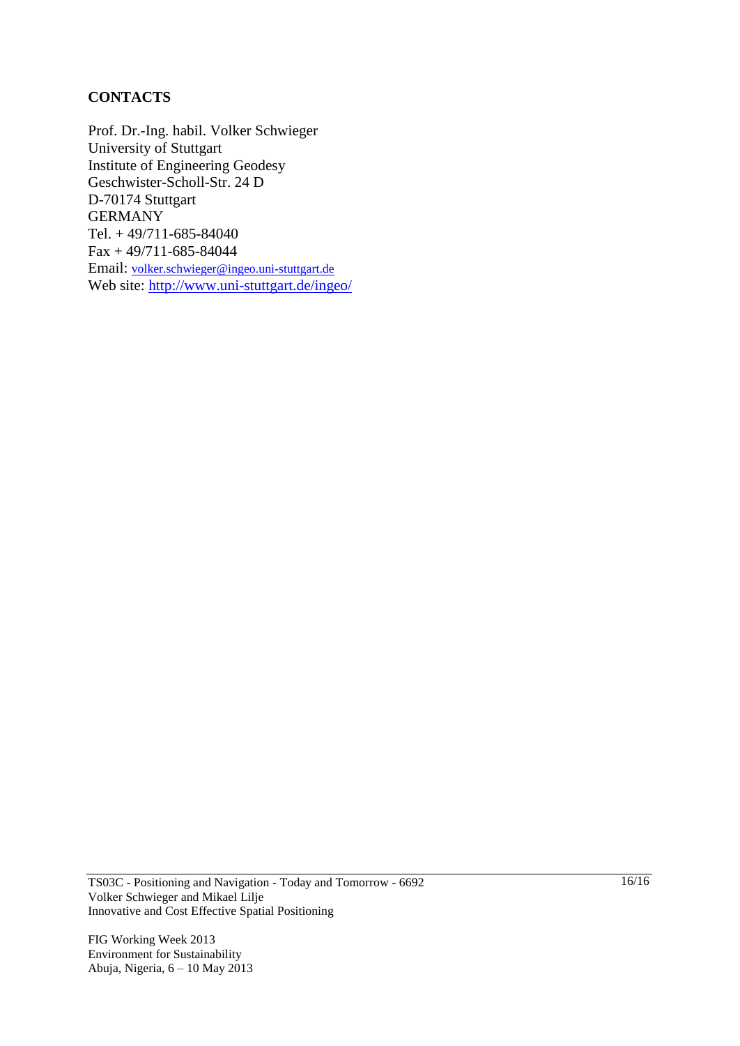**CONTACTS**

Prof. Dr.-Ing. habil. Volker Schwieger  
University of Stuttgart  
Institute of Engineering Geodesy  
Geschwister-Scholl-Str. 24 D  
D-70174 Stuttgart  
GERMANY  
Tel. + 49/711-685-84040  
Fax + 49/711-685-84044  
Email: volker.schwieger@ingeo.uni-stuttgart.de  
Web site: http://www.uni-stuttgart.de/ingeo/